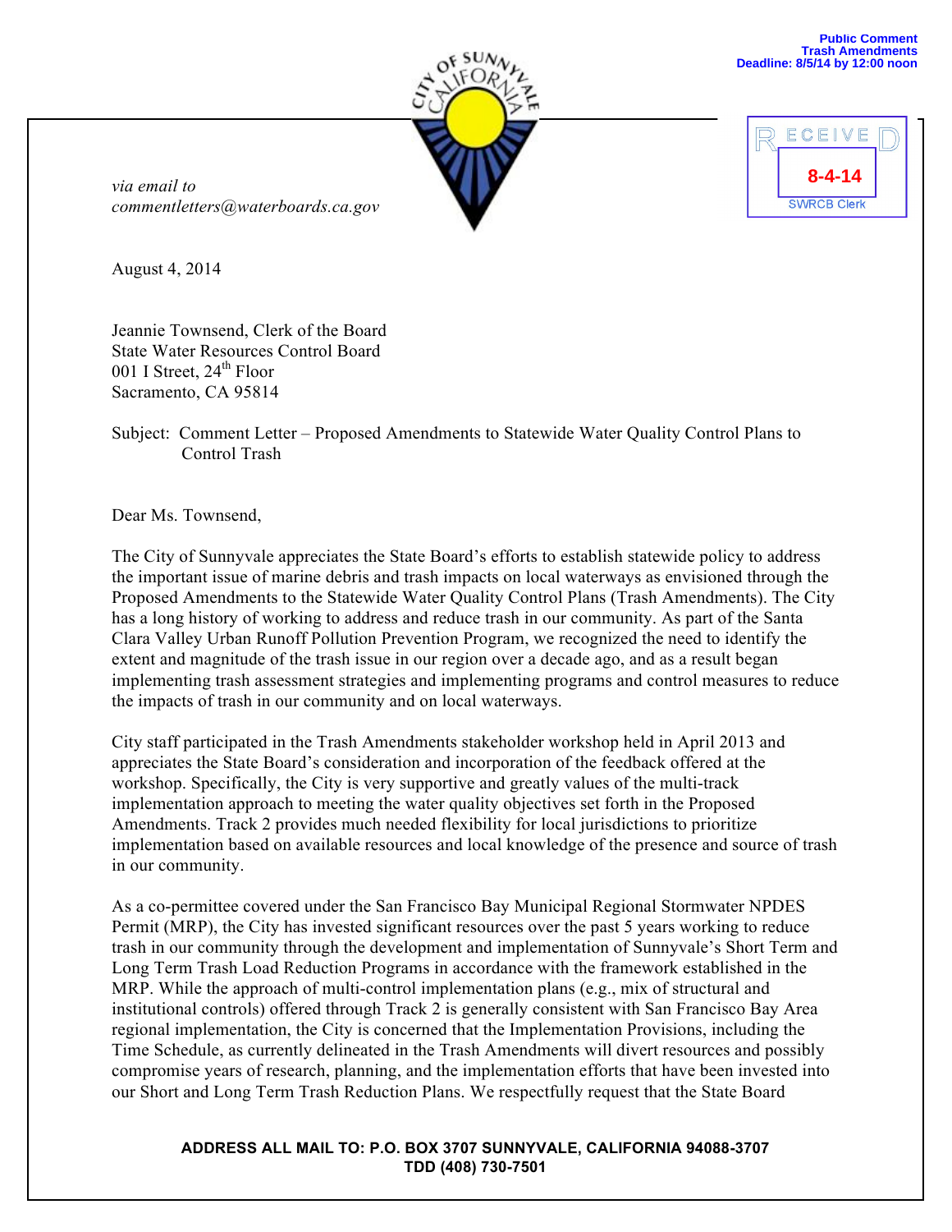Public Comment
Trash Amendments
Deadline: 8/5/14 by 12:00 noon

RECEIVED
8-4-14
SWRCB Clerk

*via email to*
*commentletters@waterboards.ca.gov*

August 4, 2014

Jeannie Townsend, Clerk of the Board
State Water Resources Control Board
001 I Street, 24th Floor
Sacramento, CA 95814

Subject: Comment Letter – Proposed Amendments to Statewide Water Quality Control Plans to Control Trash

Dear Ms. Townsend,

The City of Sunnyvale appreciates the State Board's efforts to establish statewide policy to address the important issue of marine debris and trash impacts on local waterways as envisioned through the Proposed Amendments to the Statewide Water Quality Control Plans (Trash Amendments). The City has a long history of working to address and reduce trash in our community. As part of the Santa Clara Valley Urban Runoff Pollution Prevention Program, we recognized the need to identify the extent and magnitude of the trash issue in our region over a decade ago, and as a result began implementing trash assessment strategies and implementing programs and control measures to reduce the impacts of trash in our community and on local waterways.

City staff participated in the Trash Amendments stakeholder workshop held in April 2013 and appreciates the State Board's consideration and incorporation of the feedback offered at the workshop. Specifically, the City is very supportive and greatly values of the multi-track implementation approach to meeting the water quality objectives set forth in the Proposed Amendments. Track 2 provides much needed flexibility for local jurisdictions to prioritize implementation based on available resources and local knowledge of the presence and source of trash in our community.

As a co-permittee covered under the San Francisco Bay Municipal Regional Stormwater NPDES Permit (MRP), the City has invested significant resources over the past 5 years working to reduce trash in our community through the development and implementation of Sunnyvale's Short Term and Long Term Trash Load Reduction Programs in accordance with the framework established in the MRP. While the approach of multi-control implementation plans (e.g., mix of structural and institutional controls) offered through Track 2 is generally consistent with San Francisco Bay Area regional implementation, the City is concerned that the Implementation Provisions, including the Time Schedule, as currently delineated in the Trash Amendments will divert resources and possibly compromise years of research, planning, and the implementation efforts that have been invested into our Short and Long Term Trash Reduction Plans. We respectfully request that the State Board

**ADDRESS ALL MAIL TO: P.O. BOX 3707 SUNNYVALE, CALIFORNIA 94088-3707**
**TDD (408) 730-7501**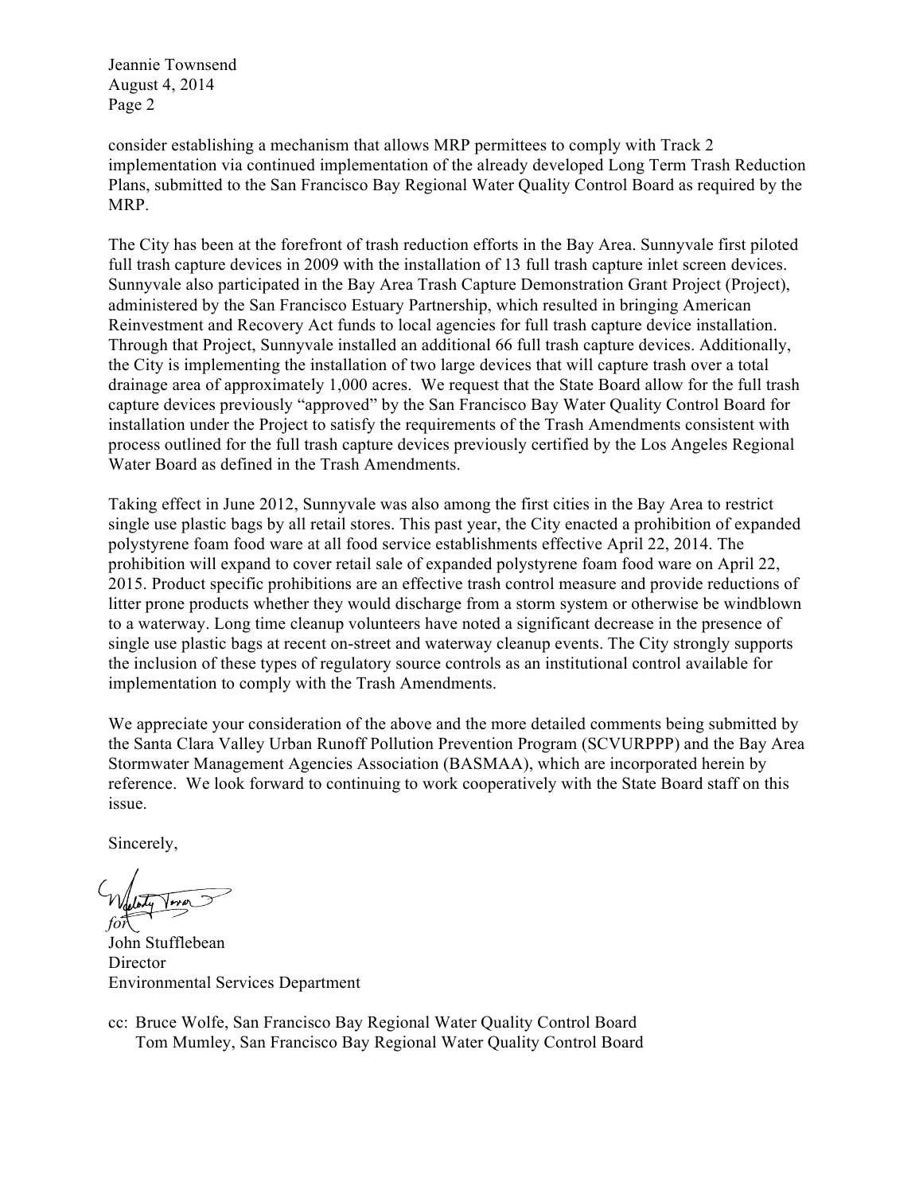consider establishing a mechanism that allows MRP permittees to comply with Track 2 implementation via continued implementation of the already developed Long Term Trash Reduction Plans, submitted to the San Francisco Bay Regional Water Quality Control Board as required by the MRP.

The City has been at the forefront of trash reduction efforts in the Bay Area. Sunnyvale first piloted full trash capture devices in 2009 with the installation of 13 full trash capture inlet screen devices. Sunnyvale also participated in the Bay Area Trash Capture Demonstration Grant Project (Project), administered by the San Francisco Estuary Partnership, which resulted in bringing American Reinvestment and Recovery Act funds to local agencies for full trash capture device installation. Through that Project, Sunnyvale installed an additional 66 full trash capture devices. Additionally, the City is implementing the installation of two large devices that will capture trash over a total drainage area of approximately 1,000 acres. We request that the State Board allow for the full trash capture devices previously "approved" by the San Francisco Bay Water Quality Control Board for installation under the Project to satisfy the requirements of the Trash Amendments consistent with process outlined for the full trash capture devices previously certified by the Los Angeles Regional Water Board as defined in the Trash Amendments.

Taking effect in June 2012, Sunnyvale was also among the first cities in the Bay Area to restrict single use plastic bags by all retail stores. This past year, the City enacted a prohibition of expanded polystyrene foam food ware at all food service establishments effective April 22, 2014. The prohibition will expand to cover retail sale of expanded polystyrene foam food ware on April 22, 2015. Product specific prohibitions are an effective trash control measure and provide reductions of litter prone products whether they would discharge from a storm system or otherwise be windblown to a waterway. Long time cleanup volunteers have noted a significant decrease in the presence of single use plastic bags at recent on-street and waterway cleanup events. The City strongly supports the inclusion of these types of regulatory source controls as an institutional control available for implementation to comply with the Trash Amendments.

We appreciate your consideration of the above and the more detailed comments being submitted by the Santa Clara Valley Urban Runoff Pollution Prevention Program (SCVURPPP) and the Bay Area Stormwater Management Agencies Association (BASMAA), which are incorporated herein by reference. We look forward to continuing to work cooperatively with the State Board staff on this issue.

Sincerely,

*for*

John Stufflebean
Director
Environmental Services Department

cc: Bruce Wolfe, San Francisco Bay Regional Water Quality Control Board
Tom Mumley, San Francisco Bay Regional Water Quality Control Board